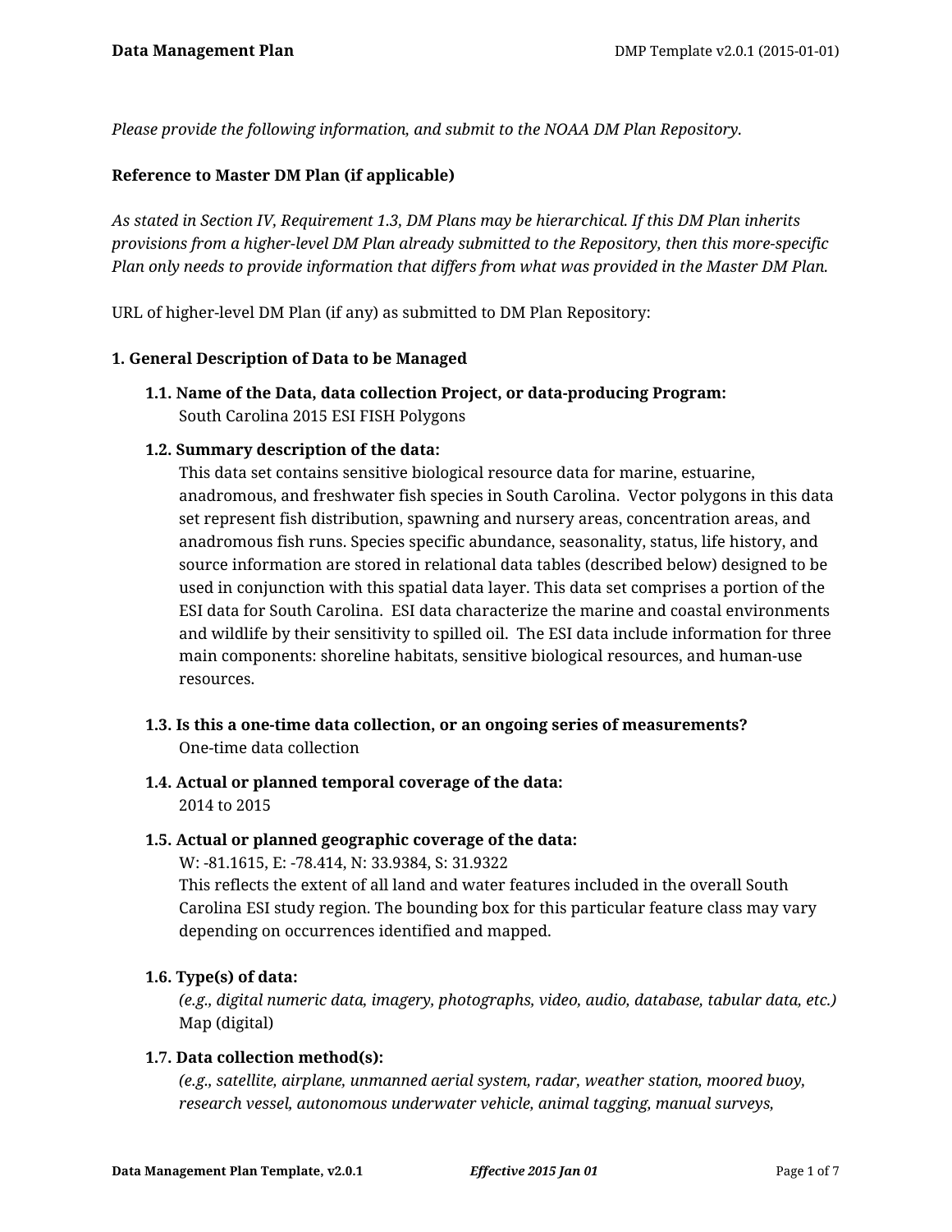*Please provide the following information, and submit to the NOAA DM Plan Repository.*

**Reference to Master DM Plan (if applicable)**

*As stated in Section IV, Requirement 1.3, DM Plans may be hierarchical. If this DM Plan inherits provisions from a higher-level DM Plan already submitted to the Repository, then this more-specific Plan only needs to provide information that differs from what was provided in the Master DM Plan.*

URL of higher-level DM Plan (if any) as submitted to DM Plan Repository:

**1. General Description of Data to be Managed**

**1.1. Name of the Data, data collection Project, or data-producing Program:**
South Carolina 2015 ESI FISH Polygons

**1.2. Summary description of the data:**
This data set contains sensitive biological resource data for marine, estuarine, anadromous, and freshwater fish species in South Carolina. Vector polygons in this data set represent fish distribution, spawning and nursery areas, concentration areas, and anadromous fish runs. Species specific abundance, seasonality, status, life history, and source information are stored in relational data tables (described below) designed to be used in conjunction with this spatial data layer. This data set comprises a portion of the ESI data for South Carolina. ESI data characterize the marine and coastal environments and wildlife by their sensitivity to spilled oil. The ESI data include information for three main components: shoreline habitats, sensitive biological resources, and human-use resources.

**1.3. Is this a one-time data collection, or an ongoing series of measurements?**
One-time data collection

**1.4. Actual or planned temporal coverage of the data:**
2014 to 2015

**1.5. Actual or planned geographic coverage of the data:**
W: -81.1615, E: -78.414, N: 33.9384, S: 31.9322
This reflects the extent of all land and water features included in the overall South Carolina ESI study region. The bounding box for this particular feature class may vary depending on occurrences identified and mapped.

**1.6. Type(s) of data:**
*(e.g., digital numeric data, imagery, photographs, video, audio, database, tabular data, etc.)*
Map (digital)

**1.7. Data collection method(s):**
*(e.g., satellite, airplane, unmanned aerial system, radar, weather station, moored buoy, research vessel, autonomous underwater vehicle, animal tagging, manual surveys,*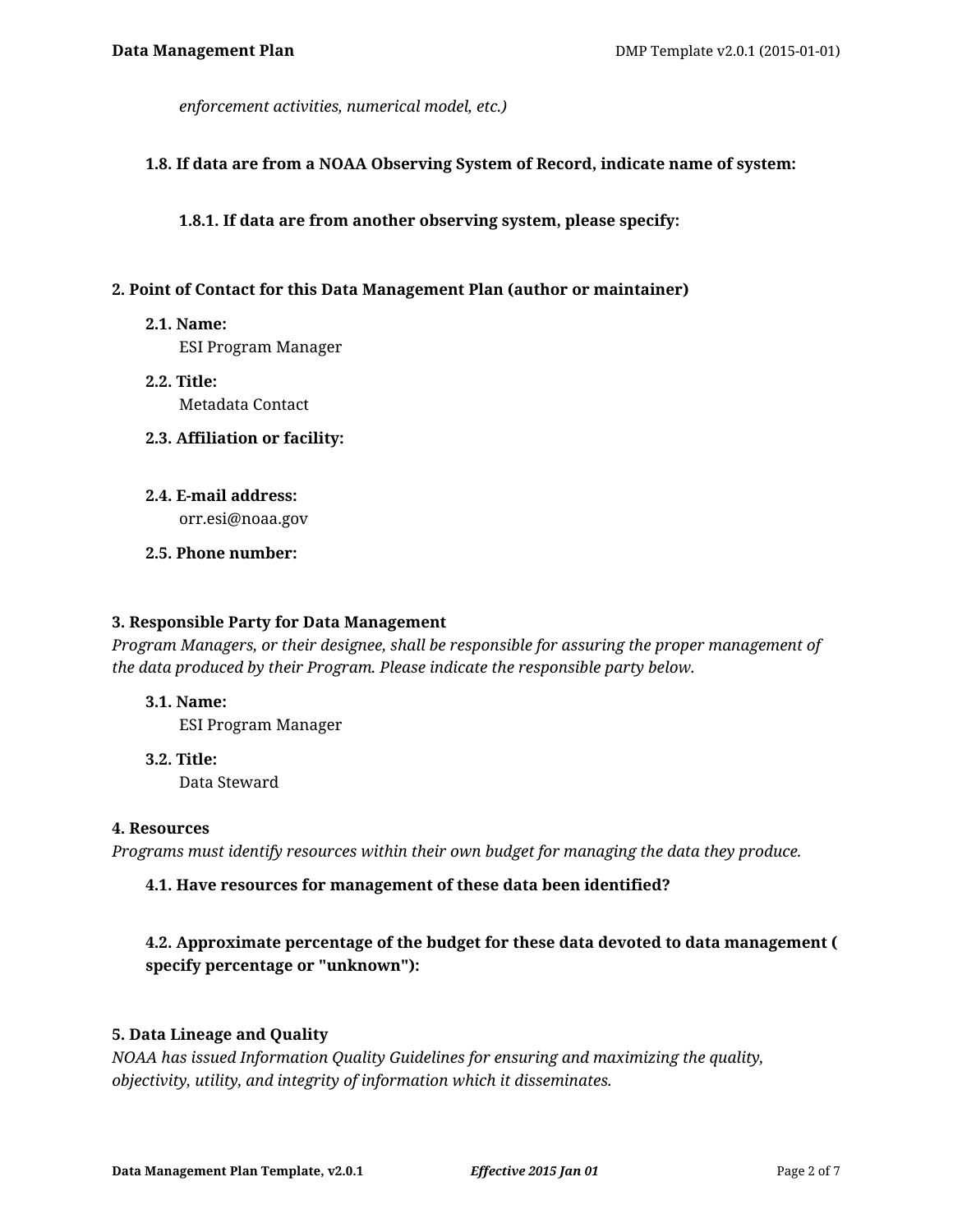*enforcement activities, numerical model, etc.)*

### 1.8. If data are from a NOAA Observing System of Record, indicate name of system:

#### 1.8.1. If data are from another observing system, please specify:

## 2. Point of Contact for this Data Management Plan (author or maintainer)

### 2.1. Name:

ESI Program Manager

### 2.2. Title:

Metadata Contact

### 2.3. Affiliation or facility:

### 2.4. E-mail address:

orr.esi@noaa.gov

### 2.5. Phone number:

## 3. Responsible Party for Data Management

*Program Managers, or their designee, shall be responsible for assuring the proper management of the data produced by their Program. Please indicate the responsible party below.*

### 3.1. Name:

ESI Program Manager

### 3.2. Title:

Data Steward

## 4. Resources

*Programs must identify resources within their own budget for managing the data they produce.*

### 4.1. Have resources for management of these data been identified?

### 4.2. Approximate percentage of the budget for these data devoted to data management ( specify percentage or "unknown"):

## 5. Data Lineage and Quality

*NOAA has issued Information Quality Guidelines for ensuring and maximizing the quality, objectivity, utility, and integrity of information which it disseminates.*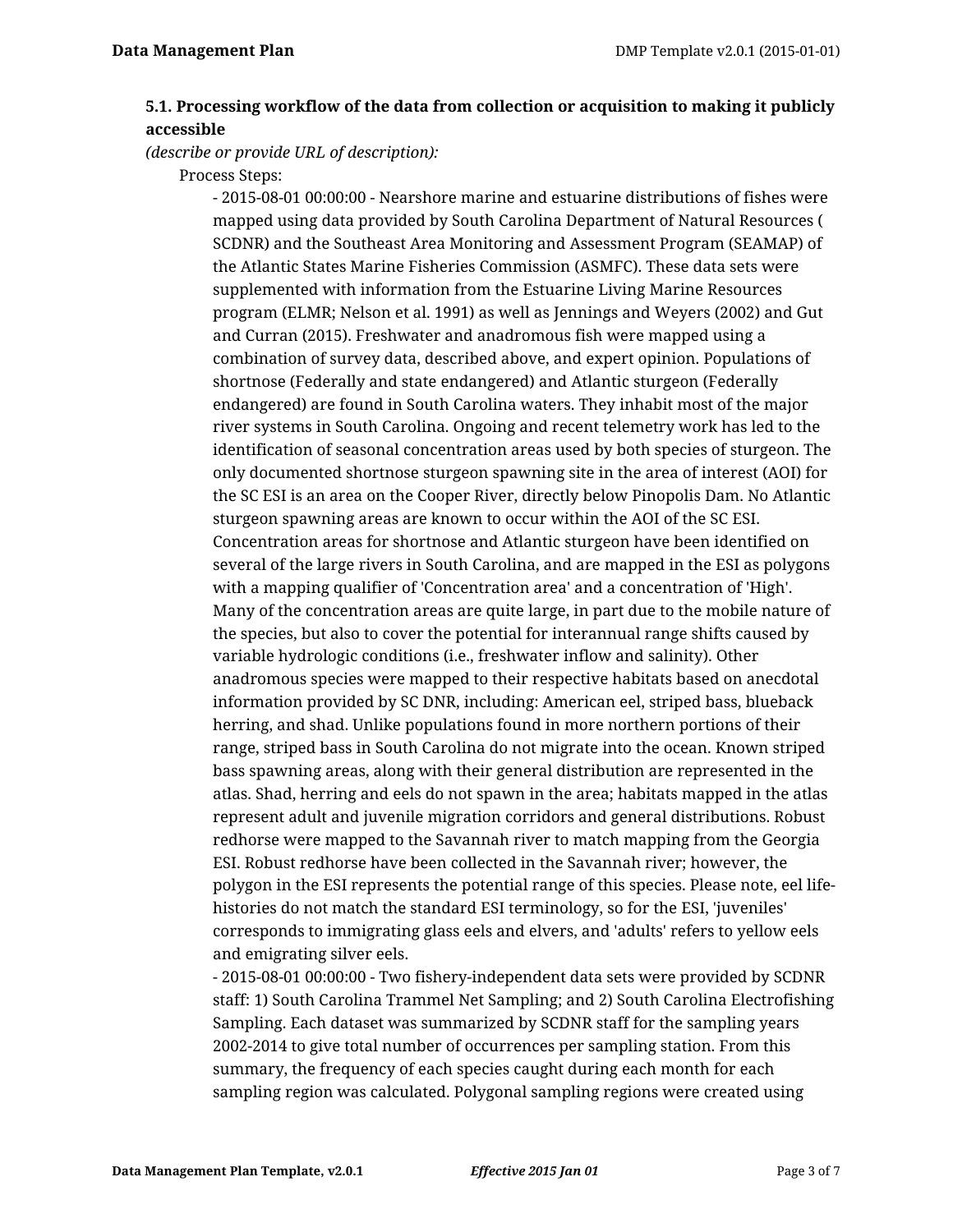### 5.1. Processing workflow of the data from collection or acquisition to making it publicly accessible

*(describe or provide URL of description):*

Process Steps:

- 2015-08-01 00:00:00 - Nearshore marine and estuarine distributions of fishes were mapped using data provided by South Carolina Department of Natural Resources ( SCDNR) and the Southeast Area Monitoring and Assessment Program (SEAMAP) of the Atlantic States Marine Fisheries Commission (ASMFC). These data sets were supplemented with information from the Estuarine Living Marine Resources program (ELMR; Nelson et al. 1991) as well as Jennings and Weyers (2002) and Gut and Curran (2015). Freshwater and anadromous fish were mapped using a combination of survey data, described above, and expert opinion. Populations of shortnose (Federally and state endangered) and Atlantic sturgeon (Federally endangered) are found in South Carolina waters. They inhabit most of the major river systems in South Carolina. Ongoing and recent telemetry work has led to the identification of seasonal concentration areas used by both species of sturgeon. The only documented shortnose sturgeon spawning site in the area of interest (AOI) for the SC ESI is an area on the Cooper River, directly below Pinopolis Dam. No Atlantic sturgeon spawning areas are known to occur within the AOI of the SC ESI. Concentration areas for shortnose and Atlantic sturgeon have been identified on several of the large rivers in South Carolina, and are mapped in the ESI as polygons with a mapping qualifier of 'Concentration area' and a concentration of 'High'. Many of the concentration areas are quite large, in part due to the mobile nature of the species, but also to cover the potential for interannual range shifts caused by variable hydrologic conditions (i.e., freshwater inflow and salinity). Other anadromous species were mapped to their respective habitats based on anecdotal information provided by SC DNR, including: American eel, striped bass, blueback herring, and shad. Unlike populations found in more northern portions of their range, striped bass in South Carolina do not migrate into the ocean. Known striped bass spawning areas, along with their general distribution are represented in the atlas. Shad, herring and eels do not spawn in the area; habitats mapped in the atlas represent adult and juvenile migration corridors and general distributions. Robust redhorse were mapped to the Savannah river to match mapping from the Georgia ESI. Robust redhorse have been collected in the Savannah river; however, the polygon in the ESI represents the potential range of this species. Please note, eel life-histories do not match the standard ESI terminology, so for the ESI, 'juveniles' corresponds to immigrating glass eels and elvers, and 'adults' refers to yellow eels and emigrating silver eels.
- 2015-08-01 00:00:00 - Two fishery-independent data sets were provided by SCDNR staff: 1) South Carolina Trammel Net Sampling; and 2) South Carolina Electrofishing Sampling. Each dataset was summarized by SCDNR staff for the sampling years 2002-2014 to give total number of occurrences per sampling station. From this summary, the frequency of each species caught during each month for each sampling region was calculated. Polygonal sampling regions were created using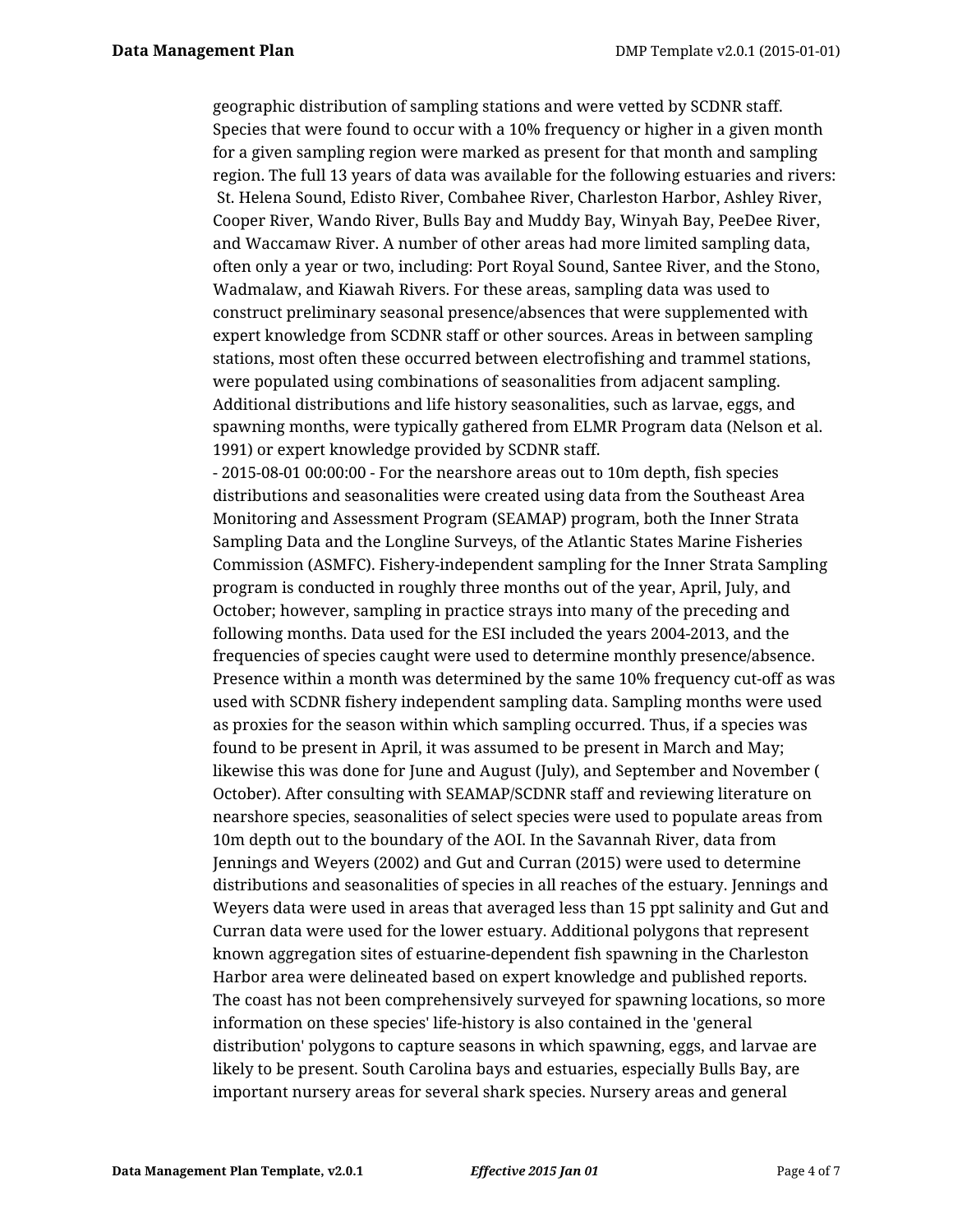geographic distribution of sampling stations and were vetted by SCDNR staff. Species that were found to occur with a 10% frequency or higher in a given month for a given sampling region were marked as present for that month and sampling region. The full 13 years of data was available for the following estuaries and rivers: St. Helena Sound, Edisto River, Combahee River, Charleston Harbor, Ashley River, Cooper River, Wando River, Bulls Bay and Muddy Bay, Winyah Bay, PeeDee River, and Waccamaw River. A number of other areas had more limited sampling data, often only a year or two, including: Port Royal Sound, Santee River, and the Stono, Wadmalaw, and Kiawah Rivers. For these areas, sampling data was used to construct preliminary seasonal presence/absences that were supplemented with expert knowledge from SCDNR staff or other sources. Areas in between sampling stations, most often these occurred between electrofishing and trammel stations, were populated using combinations of seasonalities from adjacent sampling. Additional distributions and life history seasonalities, such as larvae, eggs, and spawning months, were typically gathered from ELMR Program data (Nelson et al. 1991) or expert knowledge provided by SCDNR staff.

- 2015-08-01 00:00:00 - For the nearshore areas out to 10m depth, fish species distributions and seasonalities were created using data from the Southeast Area Monitoring and Assessment Program (SEAMAP) program, both the Inner Strata Sampling Data and the Longline Surveys, of the Atlantic States Marine Fisheries Commission (ASMFC). Fishery-independent sampling for the Inner Strata Sampling program is conducted in roughly three months out of the year, April, July, and October; however, sampling in practice strays into many of the preceding and following months. Data used for the ESI included the years 2004-2013, and the frequencies of species caught were used to determine monthly presence/absence. Presence within a month was determined by the same 10% frequency cut-off as was used with SCDNR fishery independent sampling data. Sampling months were used as proxies for the season within which sampling occurred. Thus, if a species was found to be present in April, it was assumed to be present in March and May; likewise this was done for June and August (July), and September and November ( October). After consulting with SEAMAP/SCDNR staff and reviewing literature on nearshore species, seasonalities of select species were used to populate areas from 10m depth out to the boundary of the AOI. In the Savannah River, data from Jennings and Weyers (2002) and Gut and Curran (2015) were used to determine distributions and seasonalities of species in all reaches of the estuary. Jennings and Weyers data were used in areas that averaged less than 15 ppt salinity and Gut and Curran data were used for the lower estuary. Additional polygons that represent known aggregation sites of estuarine-dependent fish spawning in the Charleston Harbor area were delineated based on expert knowledge and published reports. The coast has not been comprehensively surveyed for spawning locations, so more information on these species' life-history is also contained in the 'general distribution' polygons to capture seasons in which spawning, eggs, and larvae are likely to be present. South Carolina bays and estuaries, especially Bulls Bay, are important nursery areas for several shark species. Nursery areas and general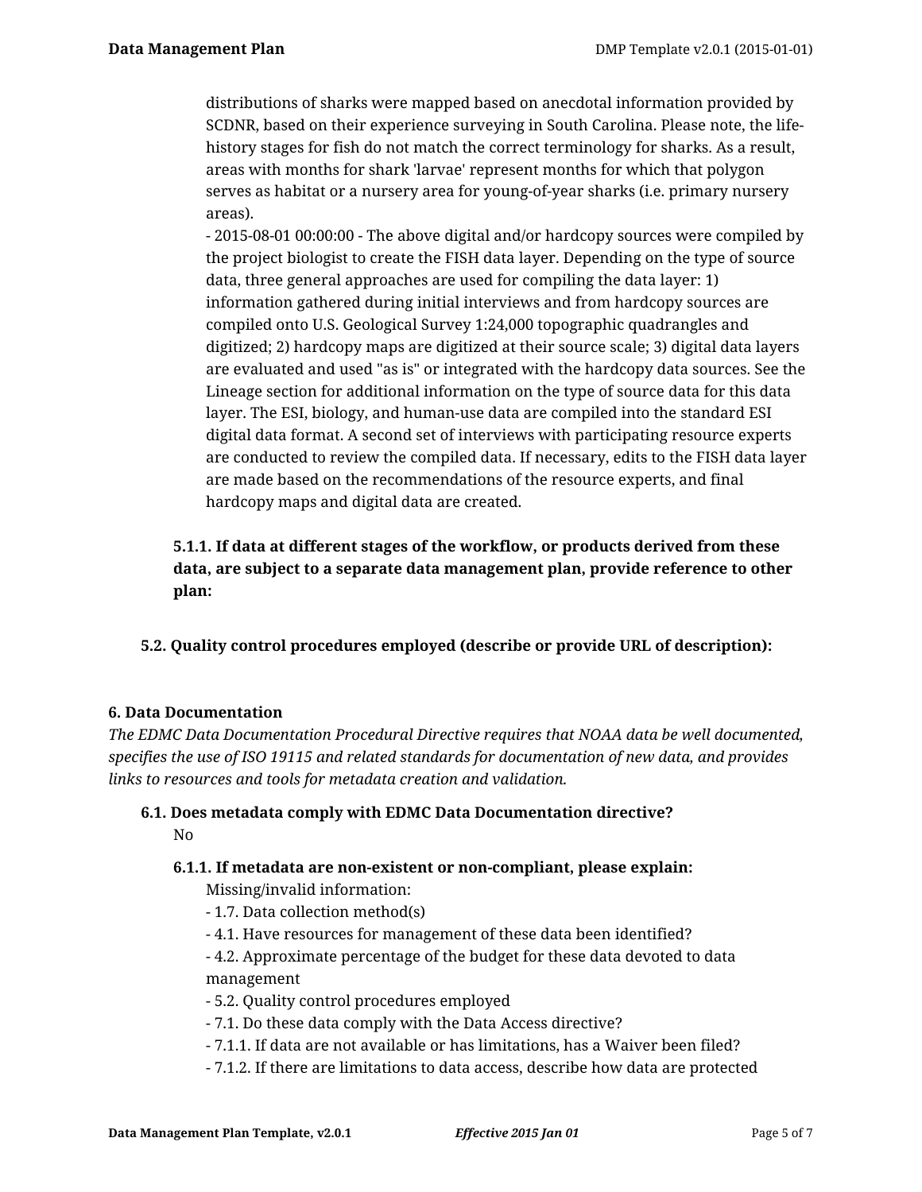distributions of sharks were mapped based on anecdotal information provided by SCDNR, based on their experience surveying in South Carolina. Please note, the life-history stages for fish do not match the correct terminology for sharks. As a result, areas with months for shark 'larvae' represent months for which that polygon serves as habitat or a nursery area for young-of-year sharks (i.e. primary nursery areas).
- 2015-08-01 00:00:00 - The above digital and/or hardcopy sources were compiled by the project biologist to create the FISH data layer. Depending on the type of source data, three general approaches are used for compiling the data layer: 1) information gathered during initial interviews and from hardcopy sources are compiled onto U.S. Geological Survey 1:24,000 topographic quadrangles and digitized; 2) hardcopy maps are digitized at their source scale; 3) digital data layers are evaluated and used "as is" or integrated with the hardcopy data sources. See the Lineage section for additional information on the type of source data for this data layer. The ESI, biology, and human-use data are compiled into the standard ESI digital data format. A second set of interviews with participating resource experts are conducted to review the compiled data. If necessary, edits to the FISH data layer are made based on the recommendations of the resource experts, and final hardcopy maps and digital data are created.

**5.1.1. If data at different stages of the workflow, or products derived from these data, are subject to a separate data management plan, provide reference to other plan:**

**5.2. Quality control procedures employed (describe or provide URL of description):**

**6. Data Documentation**

*The EDMC Data Documentation Procedural Directive requires that NOAA data be well documented, specifies the use of ISO 19115 and related standards for documentation of new data, and provides links to resources and tools for metadata creation and validation.*

**6.1. Does metadata comply with EDMC Data Documentation directive?**

No

**6.1.1. If metadata are non-existent or non-compliant, please explain:**

Missing/invalid information:
- 1.7. Data collection method(s)
- 4.1. Have resources for management of these data been identified?
- 4.2. Approximate percentage of the budget for these data devoted to data management
- 5.2. Quality control procedures employed
- 7.1. Do these data comply with the Data Access directive?
- 7.1.1. If data are not available or has limitations, has a Waiver been filed?
- 7.1.2. If there are limitations to data access, describe how data are protected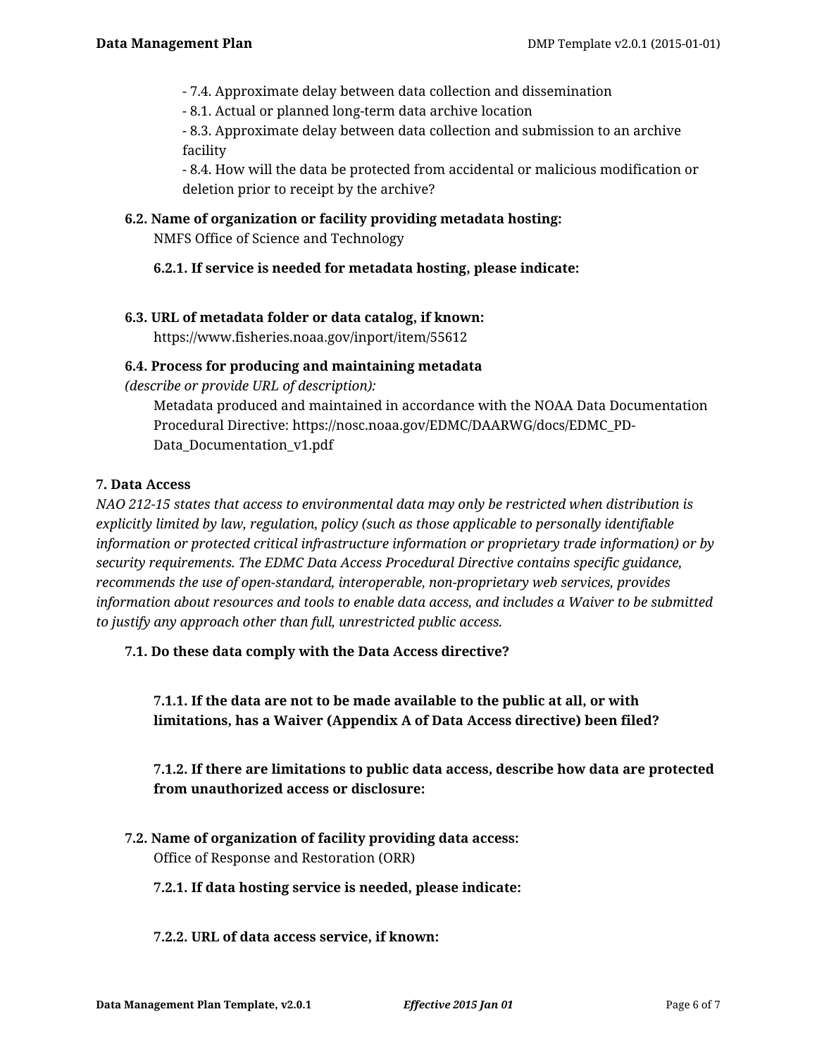- 7.4. Approximate delay between data collection and dissemination
- 8.1. Actual or planned long-term data archive location
- 8.3. Approximate delay between data collection and submission to an archive facility
- 8.4. How will the data be protected from accidental or malicious modification or deletion prior to receipt by the archive?

**6.2. Name of organization or facility providing metadata hosting:**

NMFS Office of Science and Technology

**6.2.1. If service is needed for metadata hosting, please indicate:**

**6.3. URL of metadata folder or data catalog, if known:**

https://www.fisheries.noaa.gov/inport/item/55612

**6.4. Process for producing and maintaining metadata**
*(describe or provide URL of description):*

Metadata produced and maintained in accordance with the NOAA Data Documentation Procedural Directive: https://nosc.noaa.gov/EDMC/DAARWG/docs/EDMC_PD-Data_Documentation_v1.pdf

**7. Data Access**

*NAO 212-15 states that access to environmental data may only be restricted when distribution is explicitly limited by law, regulation, policy (such as those applicable to personally identifiable information or protected critical infrastructure information or proprietary trade information) or by security requirements. The EDMC Data Access Procedural Directive contains specific guidance, recommends the use of open-standard, interoperable, non-proprietary web services, provides information about resources and tools to enable data access, and includes a Waiver to be submitted to justify any approach other than full, unrestricted public access.*

**7.1. Do these data comply with the Data Access directive?**

**7.1.1. If the data are not to be made available to the public at all, or with limitations, has a Waiver (Appendix A of Data Access directive) been filed?**

**7.1.2. If there are limitations to public data access, describe how data are protected from unauthorized access or disclosure:**

**7.2. Name of organization of facility providing data access:**

Office of Response and Restoration (ORR)

**7.2.1. If data hosting service is needed, please indicate:**

**7.2.2. URL of data access service, if known:**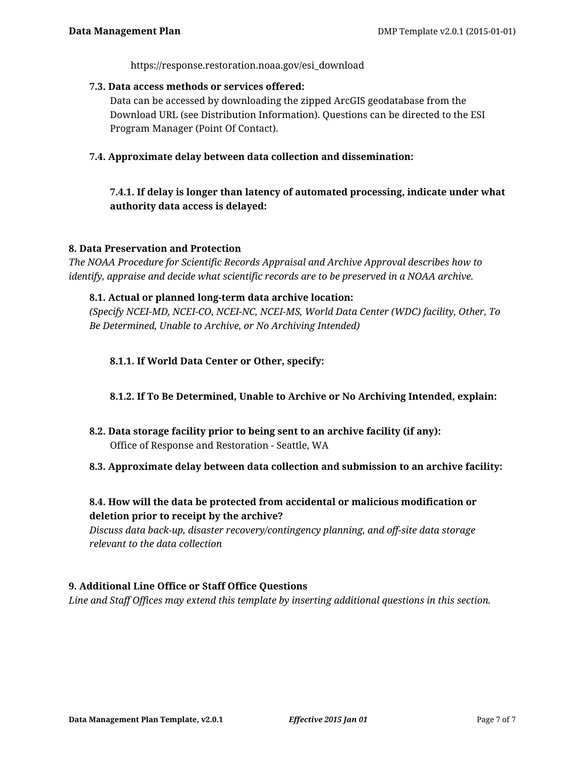https://response.restoration.noaa.gov/esi_download

**7.3. Data access methods or services offered:**

Data can be accessed by downloading the zipped ArcGIS geodatabase from the Download URL (see Distribution Information). Questions can be directed to the ESI Program Manager (Point Of Contact).

**7.4. Approximate delay between data collection and dissemination:**

**7.4.1. If delay is longer than latency of automated processing, indicate under what authority data access is delayed:**

## 8. Data Preservation and Protection

*The NOAA Procedure for Scientific Records Appraisal and Archive Approval describes how to identify, appraise and decide what scientific records are to be preserved in a NOAA archive.*

**8.1. Actual or planned long-term data archive location:**

*(Specify NCEI-MD, NCEI-CO, NCEI-NC, NCEI-MS, World Data Center (WDC) facility, Other, To Be Determined, Unable to Archive, or No Archiving Intended)*

**8.1.1. If World Data Center or Other, specify:**

**8.1.2. If To Be Determined, Unable to Archive or No Archiving Intended, explain:**

**8.2. Data storage facility prior to being sent to an archive facility (if any):**

Office of Response and Restoration - Seattle, WA

**8.3. Approximate delay between data collection and submission to an archive facility:**

**8.4. How will the data be protected from accidental or malicious modification or deletion prior to receipt by the archive?**

*Discuss data back-up, disaster recovery/contingency planning, and off-site data storage relevant to the data collection*

## 9. Additional Line Office or Staff Office Questions

*Line and Staff Offices may extend this template by inserting additional questions in this section.*